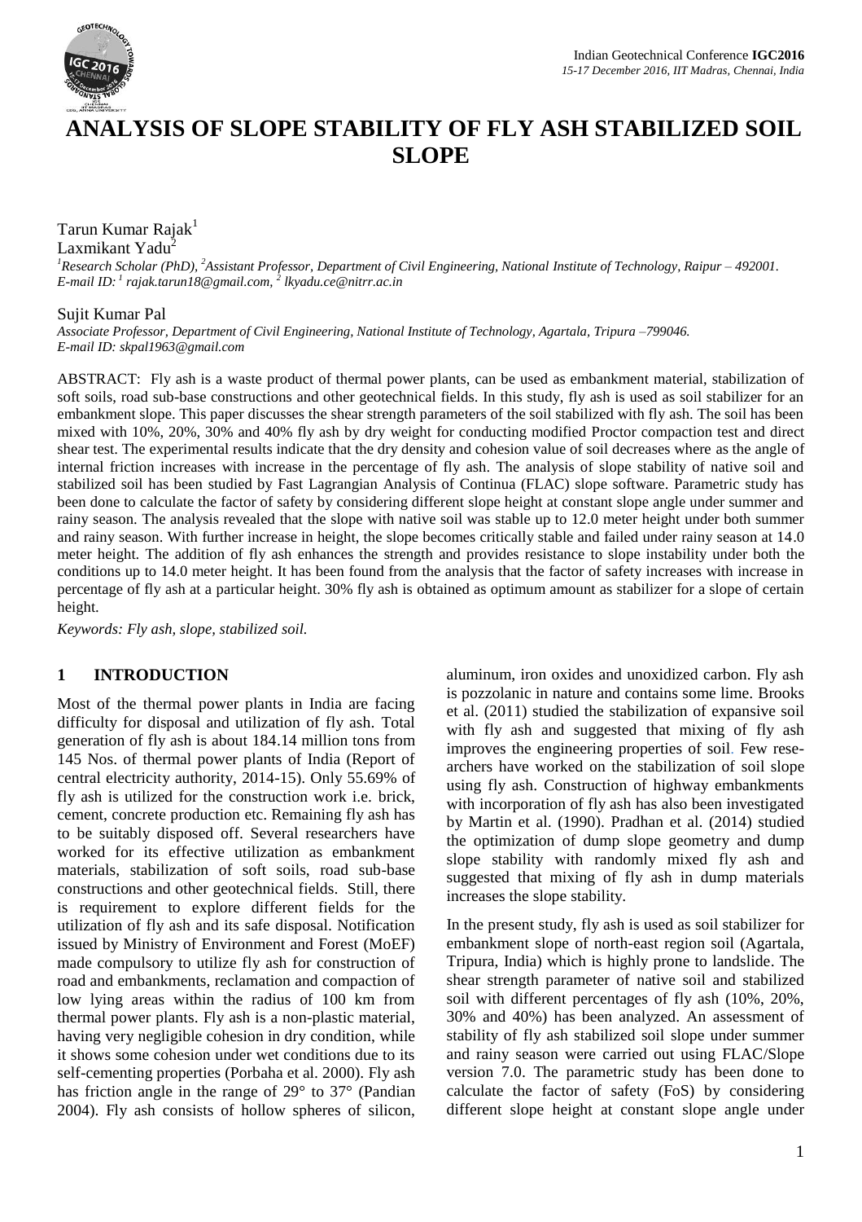# ANALYSIS OF SLOPE STABILITY OF FLY ASH STABILIZED SOIL SLOPE

Tarun Kumar Rajak[1]
Laxmikant Yadu[2]

*[1]Research Scholar (PhD), [2]Assistant Professor, Department of Civil Engineering, National Institute of Technology, Raipur – 492001.*
*E-mail ID: [1] rajak.tarun18@gmail.com, [2] lkyadu.ce@nitrr.ac.in*

Sujit Kumar Pal

*Associate Professor, Department of Civil Engineering, National Institute of Technology, Agartala, Tripura –799046.*
*E-mail ID: skpal1963@gmail.com*

ABSTRACT: Fly ash is a waste product of thermal power plants, can be used as embankment material, stabilization of soft soils, road sub-base constructions and other geotechnical fields. In this study, fly ash is used as soil stabilizer for an embankment slope. This paper discusses the shear strength parameters of the soil stabilized with fly ash. The soil has been mixed with 10%, 20%, 30% and 40% fly ash by dry weight for conducting modified Proctor compaction test and direct shear test. The experimental results indicate that the dry density and cohesion value of soil decreases where as the angle of internal friction increases with increase in the percentage of fly ash. The analysis of slope stability of native soil and stabilized soil has been studied by Fast Lagrangian Analysis of Continua (FLAC) slope software. Parametric study has been done to calculate the factor of safety by considering different slope height at constant slope angle under summer and rainy season. The analysis revealed that the slope with native soil was stable up to 12.0 meter height under both summer and rainy season. With further increase in height, the slope becomes critically stable and failed under rainy season at 14.0 meter height. The addition of fly ash enhances the strength and provides resistance to slope instability under both the conditions up to 14.0 meter height. It has been found from the analysis that the factor of safety increases with increase in percentage of fly ash at a particular height. 30% fly ash is obtained as optimum amount as stabilizer for a slope of certain height.

*Keywords: Fly ash, slope, stabilized soil.*

## 1 INTRODUCTION

Most of the thermal power plants in India are facing difficulty for disposal and utilization of fly ash. Total generation of fly ash is about 184.14 million tons from 145 Nos. of thermal power plants of India (Report of central electricity authority, 2014-15). Only 55.69% of fly ash is utilized for the construction work i.e. brick, cement, concrete production etc. Remaining fly ash has to be suitably disposed off. Several researchers have worked for its effective utilization as embankment materials, stabilization of soft soils, road sub-base constructions and other geotechnical fields. Still, there is requirement to explore different fields for the utilization of fly ash and its safe disposal. Notification issued by Ministry of Environment and Forest (MoEF) made compulsory to utilize fly ash for construction of road and embankments, reclamation and compaction of low lying areas within the radius of 100 km from thermal power plants. Fly ash is a non-plastic material, having very negligible cohesion in dry condition, while it shows some cohesion under wet conditions due to its self-cementing properties (Porbaha et al. 2000). Fly ash has friction angle in the range of 29° to 37° (Pandian 2004). Fly ash consists of hollow spheres of silicon, aluminum, iron oxides and unoxidized carbon. Fly ash is pozzolanic in nature and contains some lime. Brooks et al. (2011) studied the stabilization of expansive soil with fly ash and suggested that mixing of fly ash improves the engineering properties of soil. Few researchers have worked on the stabilization of soil slope using fly ash. Construction of highway embankments with incorporation of fly ash has also been investigated by Martin et al. (1990). Pradhan et al. (2014) studied the optimization of dump slope geometry and dump slope stability with randomly mixed fly ash and suggested that mixing of fly ash in dump materials increases the slope stability.

In the present study, fly ash is used as soil stabilizer for embankment slope of north-east region soil (Agartala, Tripura, India) which is highly prone to landslide. The shear strength parameter of native soil and stabilized soil with different percentages of fly ash (10%, 20%, 30% and 40%) has been analyzed. An assessment of stability of fly ash stabilized soil slope under summer and rainy season were carried out using FLAC/Slope version 7.0. The parametric study has been done to calculate the factor of safety (FoS) by considering different slope height at constant slope angle under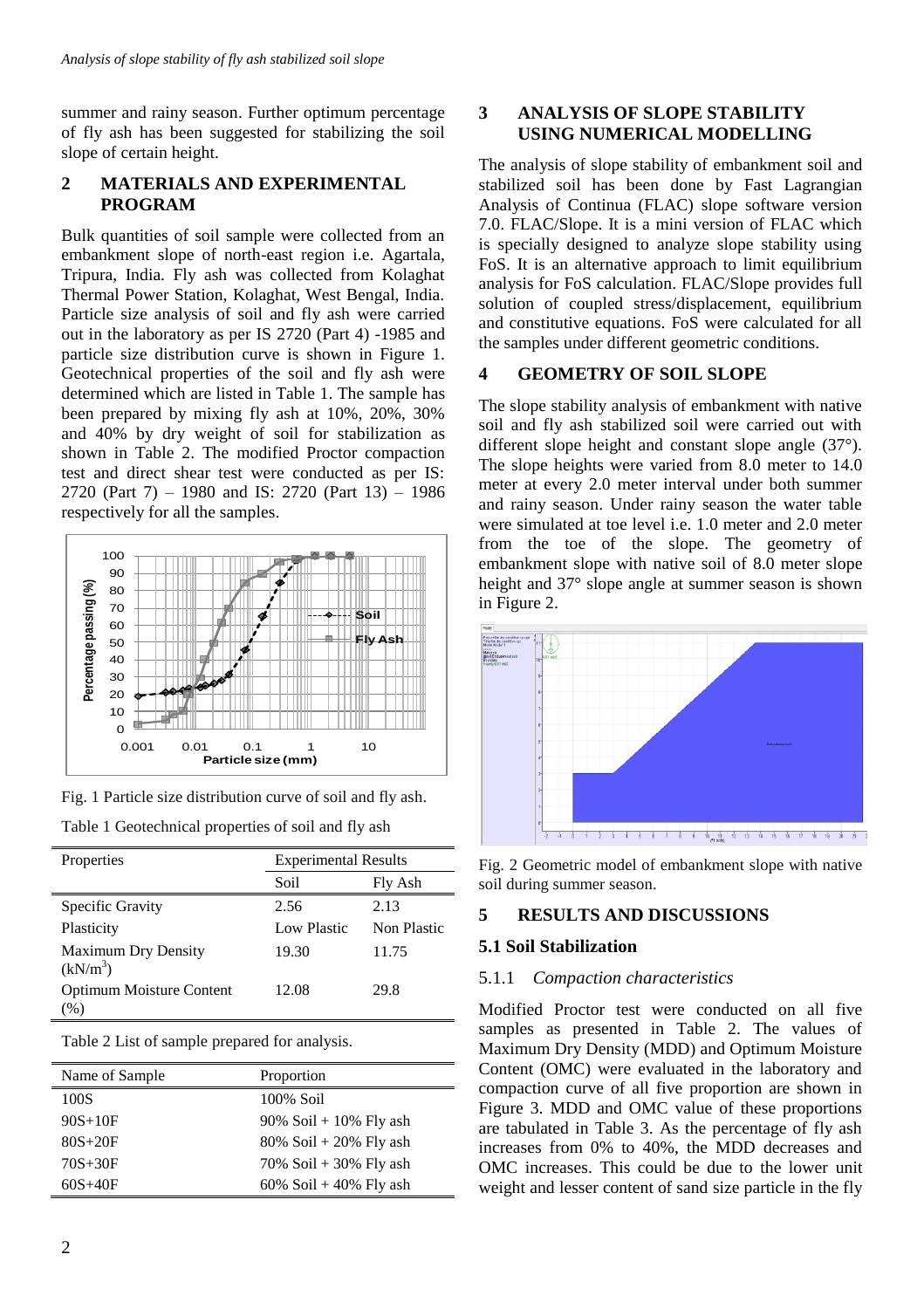summer and rainy season. Further optimum percentage of fly ash has been suggested for stabilizing the soil slope of certain height.

## 2 MATERIALS AND EXPERIMENTAL PROGRAM

Bulk quantities of soil sample were collected from an embankment slope of north-east region i.e. Agartala, Tripura, India. Fly ash was collected from Kolaghat Thermal Power Station, Kolaghat, West Bengal, India. Particle size analysis of soil and fly ash were carried out in the laboratory as per IS 2720 (Part 4) -1985 and particle size distribution curve is shown in Figure 1. Geotechnical properties of the soil and fly ash were determined which are listed in Table 1. The sample has been prepared by mixing fly ash at 10%, 20%, 30% and 40% by dry weight of soil for stabilization as shown in Table 2. The modified Proctor compaction test and direct shear test were conducted as per IS: 2720 (Part 7) – 1980 and IS: 2720 (Part 13) – 1986 respectively for all the samples.

Fig. 1 Particle size distribution curve of soil and fly ash.

Table 1 Geotechnical properties of soil and fly ash

| Properties | Experimental Results | |
|---|---|---|
| | Soil | Fly Ash |
| Specific Gravity | 2.56 | 2.13 |
| Plasticity | Low Plastic | Non Plastic |
| Maximum Dry Density ($kN/m^3$) | 19.30 | 11.75 |
| Optimum Moisture Content (%) | 12.08 | 29.8 |

Table 2 List of sample prepared for analysis.

| Name of Sample | Proportion |
|---|---|
| 100S | 100% Soil |
| 90S+10F | 90% Soil + 10% Fly ash |
| 80S+20F | 80% Soil + 20% Fly ash |
| 70S+30F | 70% Soil + 30% Fly ash |
| 60S+40F | 60% Soil + 40% Fly ash |

## 3 ANALYSIS OF SLOPE STABILITY USING NUMERICAL MODELLING

The analysis of slope stability of embankment soil and stabilized soil has been done by Fast Lagrangian Analysis of Continua (FLAC) slope software version 7.0. FLAC/Slope. It is a mini version of FLAC which is specially designed to analyze slope stability using FoS. It is an alternative approach to limit equilibrium analysis for FoS calculation. FLAC/Slope provides full solution of coupled stress/displacement, equilibrium and constitutive equations. FoS were calculated for all the samples under different geometric conditions.

## 4 GEOMETRY OF SOIL SLOPE

The slope stability analysis of embankment with native soil and fly ash stabilized soil were carried out with different slope height and constant slope angle (37°). The slope heights were varied from 8.0 meter to 14.0 meter at every 2.0 meter interval under both summer and rainy season. Under rainy season the water table were simulated at toe level i.e. 1.0 meter and 2.0 meter from the toe of the slope. The geometry of embankment slope with native soil of 8.0 meter slope height and 37° slope angle at summer season is shown in Figure 2.

Fig. 2 Geometric model of embankment slope with native soil during summer season.

## 5 RESULTS AND DISCUSSIONS

### 5.1 Soil Stabilization

#### 5.1.1 *Compaction characteristics*

Modified Proctor test were conducted on all five samples as presented in Table 2. The values of Maximum Dry Density (MDD) and Optimum Moisture Content (OMC) were evaluated in the laboratory and compaction curve of all five proportion are shown in Figure 3. MDD and OMC value of these proportions are tabulated in Table 3. As the percentage of fly ash increases from 0% to 40%, the MDD decreases and OMC increases. This could be due to the lower unit weight and lesser content of sand size particle in the fly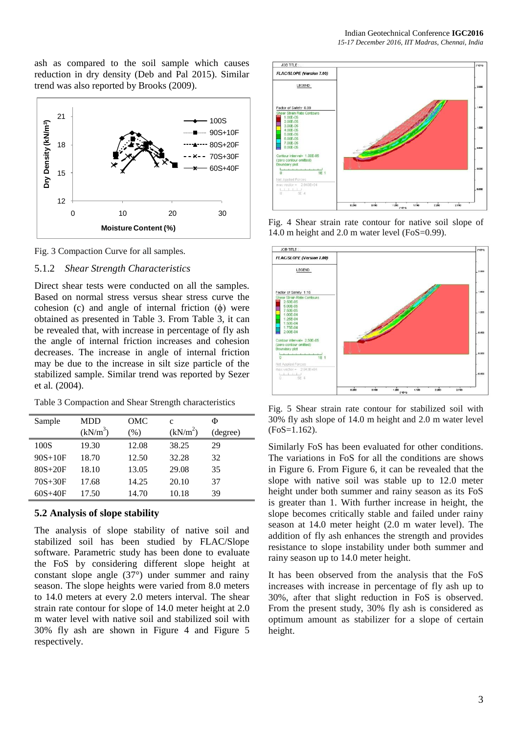ash as compared to the soil sample which causes reduction in dry density (Deb and Pal 2015). Similar trend was also reported by Brooks (2009).

Fig. 3 Compaction Curve for all samples.

### 5.1.2 *Shear Strength Characteristics*

Direct shear tests were conducted on all the samples. Based on normal stress versus shear stress curve the cohesion (c) and angle of internal friction (ϕ) were obtained as presented in Table 3. From Table 3, it can be revealed that, with increase in percentage of fly ash the angle of internal friction increases and cohesion decreases. The increase in angle of internal friction may be due to the increase in silt size particle of the stabilized sample. Similar trend was reported by Sezer et al. (2004).

Table 3 Compaction and Shear Strength characteristics

| Sample | MDD ($kN/m^3$) | OMC (%) | c ($kN/m^2$) | Φ (degree) |
|---|---|---|---|---|
| 100S | 19.30 | 12.08 | 38.25 | 29 |
| 90S+10F | 18.70 | 12.50 | 32.28 | 32 |
| 80S+20F | 18.10 | 13.05 | 29.08 | 35 |
| 70S+30F | 17.68 | 14.25 | 20.10 | 37 |
| 60S+40F | 17.50 | 14.70 | 10.18 | 39 |

## 5.2 Analysis of slope stability

The analysis of slope stability of native soil and stabilized soil has been studied by FLAC/Slope software. Parametric study has been done to evaluate the FoS by considering different slope height at constant slope angle (37°) under summer and rainy season. The slope heights were varied from 8.0 meters to 14.0 meters at every 2.0 meters interval. The shear strain rate contour for slope of 14.0 meter height at 2.0 m water level with native soil and stabilized soil with 30% fly ash are shown in Figure 4 and Figure 5 respectively.

Fig. 4 Shear strain rate contour for native soil slope of 14.0 m height and 2.0 m water level (FoS=0.99).

Fig. 5 Shear strain rate contour for stabilized soil with 30% fly ash slope of 14.0 m height and 2.0 m water level (FoS=1.162).

Similarly FoS has been evaluated for other conditions. The variations in FoS for all the conditions are shows in Figure 6. From Figure 6, it can be revealed that the slope with native soil was stable up to 12.0 meter height under both summer and rainy season as its FoS is greater than 1. With further increase in height, the slope becomes critically stable and failed under rainy season at 14.0 meter height (2.0 m water level). The addition of fly ash enhances the strength and provides resistance to slope instability under both summer and rainy season up to 14.0 meter height.

It has been observed from the analysis that the FoS increases with increase in percentage of fly ash up to 30%, after that slight reduction in FoS is observed. From the present study, 30% fly ash is considered as optimum amount as stabilizer for a slope of certain height.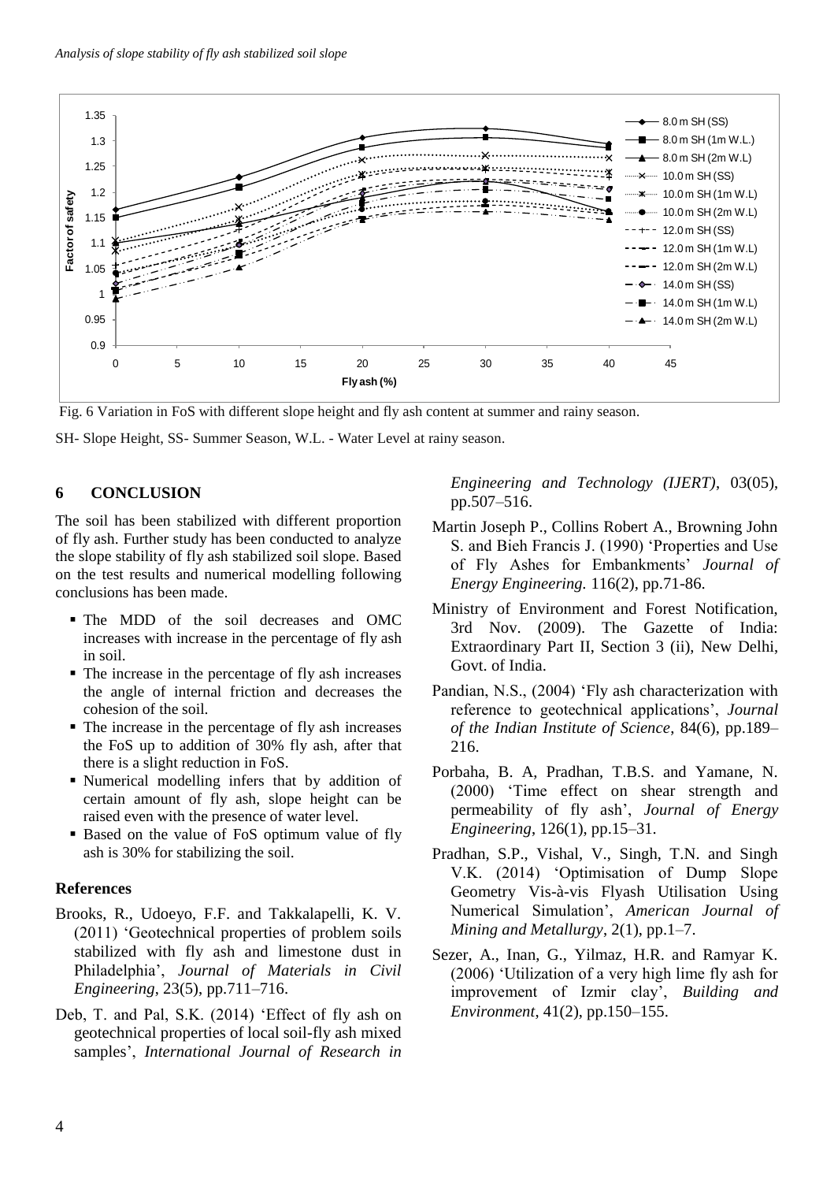1.35
1.3
1.25
1.2
1.15
1.1
1.05
1
0.95
0.9

Factor of safety

0 5 10 15 20 25 30 35 40 45

Fly ash (%)

8.0 m SH (SS)
8.0 m SH (1m W.L.)
8.0 m SH (2m W.L)
10.0 m SH (SS)
10.0 m SH (1m W.L)
10.0 m SH (2m W.L)
12.0 m SH (SS)
12.0 m SH (1m W.L)
12.0 m SH (2m W.L)
14.0 m SH (SS)
14.0 m SH (1m W.L)
14.0 m SH (2m W.L)

Fig. 6 Variation in FoS with different slope height and fly ash content at summer and rainy season.

SH- Slope Height, SS- Summer Season, W.L. - Water Level at rainy season.

## 6 CONCLUSION

The soil has been stabilized with different proportion of fly ash. Further study has been conducted to analyze the slope stability of fly ash stabilized soil slope. Based on the test results and numerical modelling following conclusions has been made.

- The MDD of the soil decreases and OMC increases with increase in the percentage of fly ash in soil.
- The increase in the percentage of fly ash increases the angle of internal friction and decreases the cohesion of the soil.
- The increase in the percentage of fly ash increases the FoS up to addition of 30% fly ash, after that there is a slight reduction in FoS.
- Numerical modelling infers that by addition of certain amount of fly ash, slope height can be raised even with the presence of water level.
- Based on the value of FoS optimum value of fly ash is 30% for stabilizing the soil.

### References

Brooks, R., Udoeyo, F.F. and Takkalapelli, K. V. (2011) 'Geotechnical properties of problem soils stabilized with fly ash and limestone dust in Philadelphia', *Journal of Materials in Civil Engineering*, 23(5), pp.711–716.

Deb, T. and Pal, S.K. (2014) 'Effect of fly ash on geotechnical properties of local soil-fly ash mixed samples', *International Journal of Research in Engineering and Technology (IJERT)*, 03(05), pp.507–516.

Martin Joseph P., Collins Robert A., Browning John S. and Bieh Francis J. (1990) 'Properties and Use of Fly Ashes for Embankments' *Journal of Energy Engineering.* 116(2), pp.71-86.

Ministry of Environment and Forest Notification, 3rd Nov. (2009). The Gazette of India: Extraordinary Part II, Section 3 (ii), New Delhi, Govt. of India.

Pandian, N.S., (2004) 'Fly ash characterization with reference to geotechnical applications', *Journal of the Indian Institute of Science*, 84(6), pp.189–216.

Porbaha, B. A, Pradhan, T.B.S. and Yamane, N. (2000) 'Time effect on shear strength and permeability of fly ash', *Journal of Energy Engineering*, 126(1), pp.15–31.

Pradhan, S.P., Vishal, V., Singh, T.N. and Singh V.K. (2014) 'Optimisation of Dump Slope Geometry Vis-à-vis Flyash Utilisation Using Numerical Simulation', *American Journal of Mining and Metallurgy*, 2(1), pp.1–7.

Sezer, A., Inan, G., Yilmaz, H.R. and Ramyar K. (2006) 'Utilization of a very high lime fly ash for improvement of Izmir clay', *Building and Environment*, 41(2), pp.150–155.